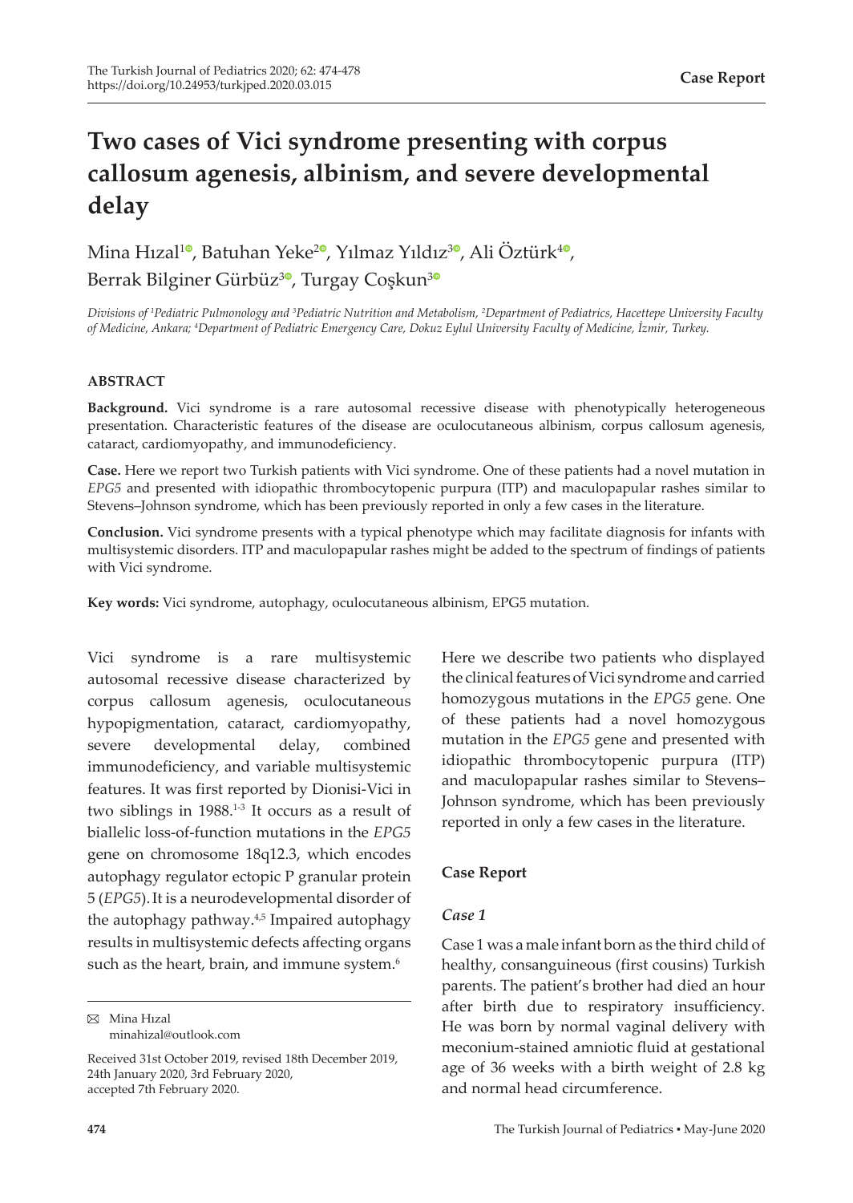**Case Report**

# Two cases of Vici syndrome presenting with corpus callosum agenesis, albinism, and severe developmental delay

Mina Hızal[1], Batuhan Yeke[2], Yılmaz Yıldız[3], Ali Öztürk[4], Berrak Bilginer Gürbüz[3], Turgay Coşkun[3]

*Divisions of [1]Pediatric Pulmonology and [3]Pediatric Nutrition and Metabolism, [2]Department of Pediatrics, Hacettepe University Faculty of Medicine, Ankara; [4]Department of Pediatric Emergency Care, Dokuz Eylul University Faculty of Medicine, İzmir, Turkey.*

#### ABSTRACT

**Background.** Vici syndrome is a rare autosomal recessive disease with phenotypically heterogeneous presentation. Characteristic features of the disease are oculocutaneous albinism, corpus callosum agenesis, cataract, cardiomyopathy, and immunodeficiency.

**Case.** Here we report two Turkish patients with Vici syndrome. One of these patients had a novel mutation in *EPG5* and presented with idiopathic thrombocytopenic purpura (ITP) and maculopapular rashes similar to Stevens–Johnson syndrome, which has been previously reported in only a few cases in the literature.

**Conclusion.** Vici syndrome presents with a typical phenotype which may facilitate diagnosis for infants with multisystemic disorders. ITP and maculopapular rashes might be added to the spectrum of findings of patients with Vici syndrome.

**Key words:** Vici syndrome, autophagy, oculocutaneous albinism, EPG5 mutation.

Vici syndrome is a rare multisystemic autosomal recessive disease characterized by corpus callosum agenesis, oculocutaneous hypopigmentation, cataract, cardiomyopathy, severe developmental delay, combined immunodeficiency, and variable multisystemic features. It was first reported by Dionisi-Vici in two siblings in 1988.[1-3] It occurs as a result of biallelic loss-of-function mutations in the *EPG5* gene on chromosome 18q12.3, which encodes autophagy regulator ectopic P granular protein 5 (*EPG5*). It is a neurodevelopmental disorder of the autophagy pathway.[4,5] Impaired autophagy results in multisystemic defects affecting organs such as the heart, brain, and immune system.[6]

Here we describe two patients who displayed the clinical features of Vici syndrome and carried homozygous mutations in the *EPG5* gene. One of these patients had a novel homozygous mutation in the *EPG5* gene and presented with idiopathic thrombocytopenic purpura (ITP) and maculopapular rashes similar to Stevens–Johnson syndrome, which has been previously reported in only a few cases in the literature.

## Case Report

### *Case 1*

Case 1 was a male infant born as the third child of healthy, consanguineous (first cousins) Turkish parents. The patient's brother had died an hour after birth due to respiratory insufficiency. He was born by normal vaginal delivery with meconium-stained amniotic fluid at gestational age of 36 weeks with a birth weight of 2.8 kg and normal head circumference.

✉ Mina Hızal
minahizal@outlook.com

Received 31st October 2019, revised 18th December 2019, 24th January 2020, 3rd February 2020, accepted 7th February 2020.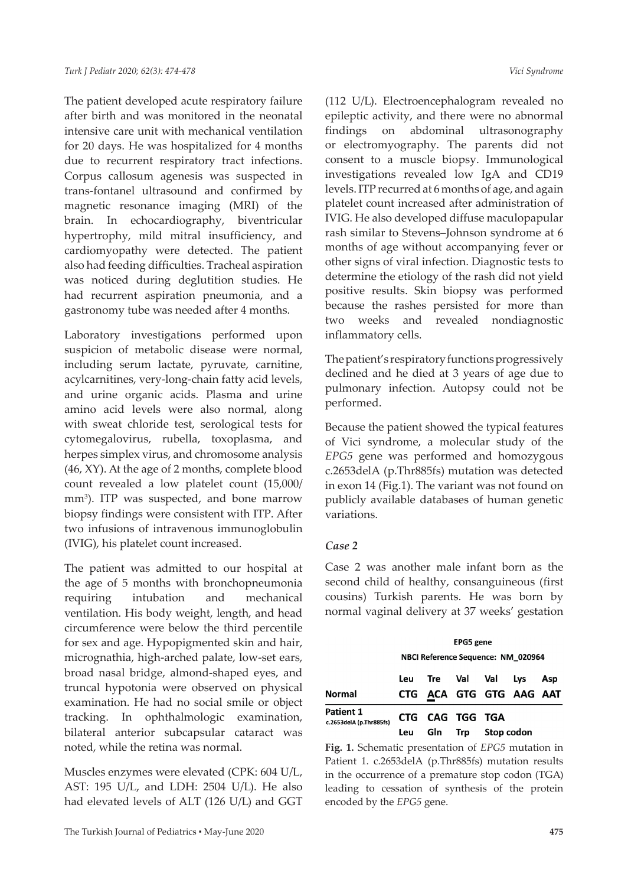The patient developed acute respiratory failure after birth and was monitored in the neonatal intensive care unit with mechanical ventilation for 20 days. He was hospitalized for 4 months due to recurrent respiratory tract infections. Corpus callosum agenesis was suspected in trans-fontanel ultrasound and confirmed by magnetic resonance imaging (MRI) of the brain. In echocardiography, biventricular hypertrophy, mild mitral insufficiency, and cardiomyopathy were detected. The patient also had feeding difficulties. Tracheal aspiration was noticed during deglutition studies. He had recurrent aspiration pneumonia, and a gastronomy tube was needed after 4 months.

Laboratory investigations performed upon suspicion of metabolic disease were normal, including serum lactate, pyruvate, carnitine, acylcarnitines, very-long-chain fatty acid levels, and urine organic acids. Plasma and urine amino acid levels were also normal, along with sweat chloride test, serological tests for cytomegalovirus, rubella, toxoplasma, and herpes simplex virus, and chromosome analysis (46, XY). At the age of 2 months, complete blood count revealed a low platelet count (15,000/ $mm^3$). ITP was suspected, and bone marrow biopsy findings were consistent with ITP. After two infusions of intravenous immunoglobulin (IVIG), his platelet count increased.

The patient was admitted to our hospital at the age of 5 months with bronchopneumonia requiring intubation and mechanical ventilation. His body weight, length, and head circumference were below the third percentile for sex and age. Hypopigmented skin and hair, micrognathia, high-arched palate, low-set ears, broad nasal bridge, almond-shaped eyes, and truncal hypotonia were observed on physical examination. He had no social smile or object tracking. In ophthalmologic examination, bilateral anterior subcapsular cataract was noted, while the retina was normal.

Muscles enzymes were elevated (CPK: 604 U/L, AST: 195 U/L, and LDH: 2504 U/L). He also had elevated levels of ALT (126 U/L) and GGT (112 U/L). Electroencephalogram revealed no epileptic activity, and there were no abnormal findings on abdominal ultrasonography or electromyography. The parents did not consent to a muscle biopsy. Immunological investigations revealed low IgA and CD19 levels. ITP recurred at 6 months of age, and again platelet count increased after administration of IVIG. He also developed diffuse maculopapular rash similar to Stevens–Johnson syndrome at 6 months of age without accompanying fever or other signs of viral infection. Diagnostic tests to determine the etiology of the rash did not yield positive results. Skin biopsy was performed because the rashes persisted for more than two weeks and revealed nondiagnostic inflammatory cells.

The patient's respiratory functions progressively declined and he died at 3 years of age due to pulmonary infection. Autopsy could not be performed.

Because the patient showed the typical features of Vici syndrome, a molecular study of the *EPG5* gene was performed and homozygous c.2653delA (p.Thr885fs) mutation was detected in exon 14 (Fig.1). The variant was not found on publicly available databases of human genetic variations.

### *Case 2*

Case 2 was another male infant born as the second child of healthy, consanguineous (first cousins) Turkish parents. He was born by normal vaginal delivery at 37 weeks' gestation

**EPG5 gene**

**NBCI Reference Sequence: NM_020964**

| | Leu | Tre | Val | Val | Lys | Asp |
|---|---|---|---|---|---|---|
| **Normal** | CTG | ACA | GTG | GTG | AAG | AAT |
| **Patient 1** c.2653delA (p.Thr885fs) | CTG | CAG | TGG | TGA | | |
| | Leu | Gln | Trp | Stop codon | | |

**Fig. 1.** Schematic presentation of *EPG5* mutation in Patient 1. c.2653delA (p.Thr885fs) mutation results in the occurrence of a premature stop codon (TGA) leading to cessation of synthesis of the protein encoded by the *EPG5* gene.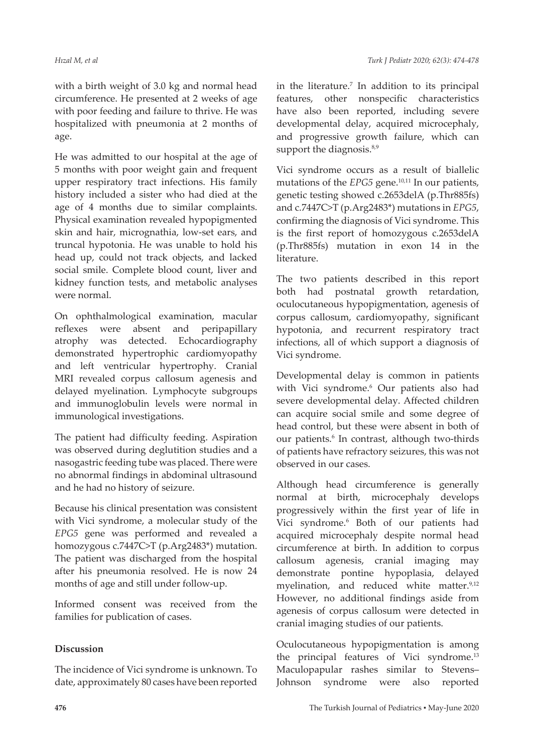with a birth weight of 3.0 kg and normal head circumference. He presented at 2 weeks of age with poor feeding and failure to thrive. He was hospitalized with pneumonia at 2 months of age.

He was admitted to our hospital at the age of 5 months with poor weight gain and frequent upper respiratory tract infections. His family history included a sister who had died at the age of 4 months due to similar complaints. Physical examination revealed hypopigmented skin and hair, micrognathia, low-set ears, and truncal hypotonia. He was unable to hold his head up, could not track objects, and lacked social smile. Complete blood count, liver and kidney function tests, and metabolic analyses were normal.

On ophthalmological examination, macular reflexes were absent and peripapillary atrophy was detected. Echocardiography demonstrated hypertrophic cardiomyopathy and left ventricular hypertrophy. Cranial MRI revealed corpus callosum agenesis and delayed myelination. Lymphocyte subgroups and immunoglobulin levels were normal in immunological investigations.

The patient had difficulty feeding. Aspiration was observed during deglutition studies and a nasogastric feeding tube was placed. There were no abnormal findings in abdominal ultrasound and he had no history of seizure.

Because his clinical presentation was consistent with Vici syndrome, a molecular study of the *EPG5* gene was performed and revealed a homozygous c.7447C>T (p.Arg2483*) mutation. The patient was discharged from the hospital after his pneumonia resolved. He is now 24 months of age and still under follow-up.

Informed consent was received from the families for publication of cases.

## Discussion

The incidence of Vici syndrome is unknown. To date, approximately 80 cases have been reported in the literature.[7] In addition to its principal features, other nonspecific characteristics have also been reported, including severe developmental delay, acquired microcephaly, and progressive growth failure, which can support the diagnosis.[8,9]

Vici syndrome occurs as a result of biallelic mutations of the *EPG5* gene.[10,11] In our patients, genetic testing showed c.2653delA (p.Thr885fs) and c.7447C>T (p.Arg2483*) mutations in *EPG5*, confirming the diagnosis of Vici syndrome. This is the first report of homozygous c.2653delA (p.Thr885fs) mutation in exon 14 in the literature.

The two patients described in this report both had postnatal growth retardation, oculocutaneous hypopigmentation, agenesis of corpus callosum, cardiomyopathy, significant hypotonia, and recurrent respiratory tract infections, all of which support a diagnosis of Vici syndrome.

Developmental delay is common in patients with Vici syndrome.[6] Our patients also had severe developmental delay. Affected children can acquire social smile and some degree of head control, but these were absent in both of our patients.[6] In contrast, although two-thirds of patients have refractory seizures, this was not observed in our cases.

Although head circumference is generally normal at birth, microcephaly develops progressively within the first year of life in Vici syndrome.[6] Both of our patients had acquired microcephaly despite normal head circumference at birth. In addition to corpus callosum agenesis, cranial imaging may demonstrate pontine hypoplasia, delayed myelination, and reduced white matter.[9,12] However, no additional findings aside from agenesis of corpus callosum were detected in cranial imaging studies of our patients.

Oculocutaneous hypopigmentation is among the principal features of Vici syndrome.[13] Maculopapular rashes similar to Stevens–Johnson syndrome were also reported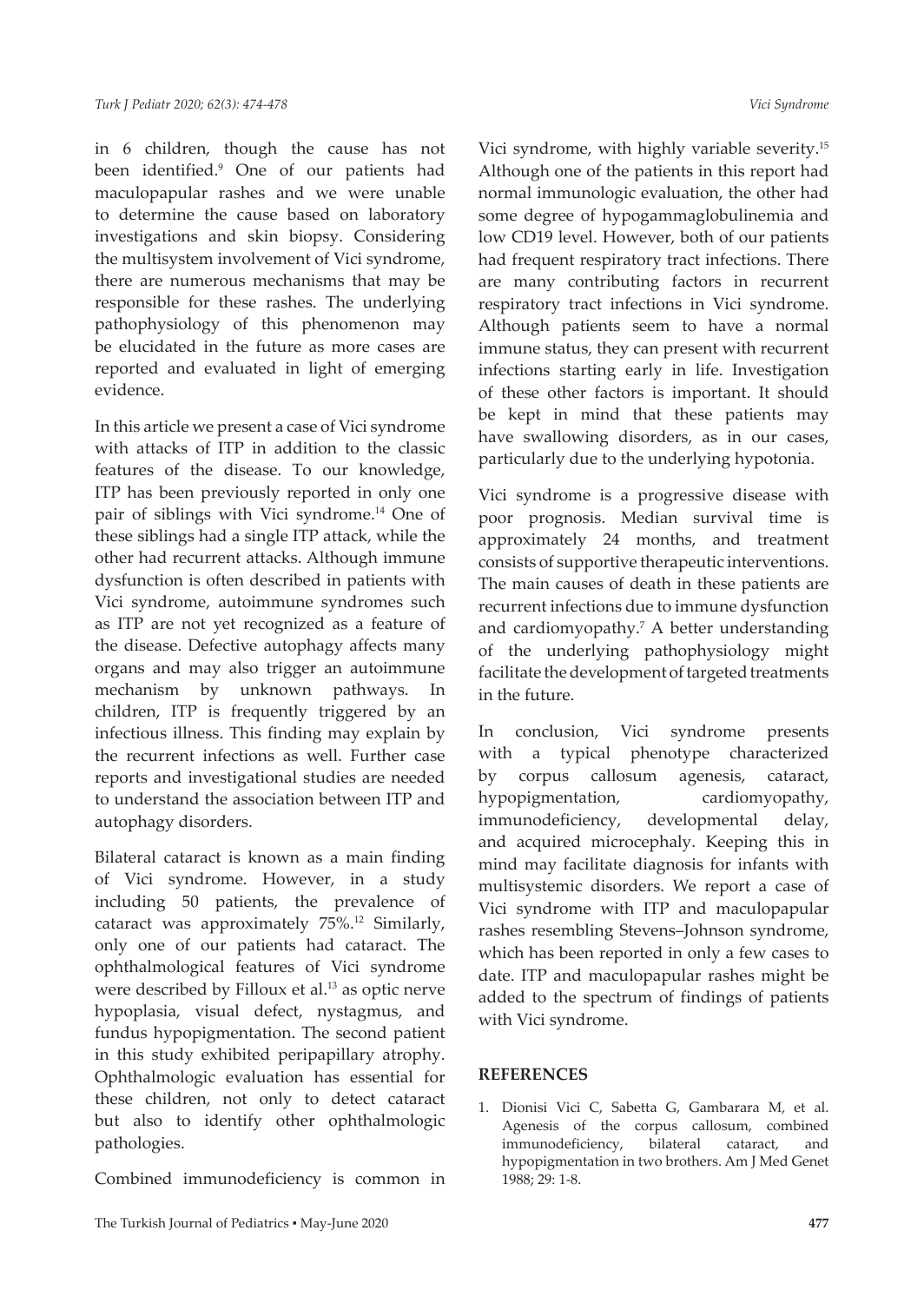in 6 children, though the cause has not been identified.[9] One of our patients had maculopapular rashes and we were unable to determine the cause based on laboratory investigations and skin biopsy. Considering the multisystem involvement of Vici syndrome, there are numerous mechanisms that may be responsible for these rashes. The underlying pathophysiology of this phenomenon may be elucidated in the future as more cases are reported and evaluated in light of emerging evidence.

In this article we present a case of Vici syndrome with attacks of ITP in addition to the classic features of the disease. To our knowledge, ITP has been previously reported in only one pair of siblings with Vici syndrome.[14] One of these siblings had a single ITP attack, while the other had recurrent attacks. Although immune dysfunction is often described in patients with Vici syndrome, autoimmune syndromes such as ITP are not yet recognized as a feature of the disease. Defective autophagy affects many organs and may also trigger an autoimmune mechanism by unknown pathways. In children, ITP is frequently triggered by an infectious illness. This finding may explain by the recurrent infections as well. Further case reports and investigational studies are needed to understand the association between ITP and autophagy disorders.

Bilateral cataract is known as a main finding of Vici syndrome. However, in a study including 50 patients, the prevalence of cataract was approximately 75%.[12] Similarly, only one of our patients had cataract. The ophthalmological features of Vici syndrome were described by Filloux et al.[13] as optic nerve hypoplasia, visual defect, nystagmus, and fundus hypopigmentation. The second patient in this study exhibited peripapillary atrophy. Ophthalmologic evaluation has essential for these children, not only to detect cataract but also to identify other ophthalmologic pathologies.

Combined immunodeficiency is common in Vici syndrome, with highly variable severity.[15] Although one of the patients in this report had normal immunologic evaluation, the other had some degree of hypogammaglobulinemia and low CD19 level. However, both of our patients had frequent respiratory tract infections. There are many contributing factors in recurrent respiratory tract infections in Vici syndrome. Although patients seem to have a normal immune status, they can present with recurrent infections starting early in life. Investigation of these other factors is important. It should be kept in mind that these patients may have swallowing disorders, as in our cases, particularly due to the underlying hypotonia.

Vici syndrome is a progressive disease with poor prognosis. Median survival time is approximately 24 months, and treatment consists of supportive therapeutic interventions. The main causes of death in these patients are recurrent infections due to immune dysfunction and cardiomyopathy.[7] A better understanding of the underlying pathophysiology might facilitate the development of targeted treatments in the future.

In conclusion, Vici syndrome presents with a typical phenotype characterized by corpus callosum agenesis, cataract, hypopigmentation, cardiomyopathy, immunodeficiency, developmental delay, and acquired microcephaly. Keeping this in mind may facilitate diagnosis for infants with multisystemic disorders. We report a case of Vici syndrome with ITP and maculopapular rashes resembling Stevens–Johnson syndrome, which has been reported in only a few cases to date. ITP and maculopapular rashes might be added to the spectrum of findings of patients with Vici syndrome.

## REFERENCES

1. Dionisi Vici C, Sabetta G, Gambarara M, et al. Agenesis of the corpus callosum, combined immunodeficiency, bilateral cataract, and hypopigmentation in two brothers. Am J Med Genet 1988; 29: 1-8.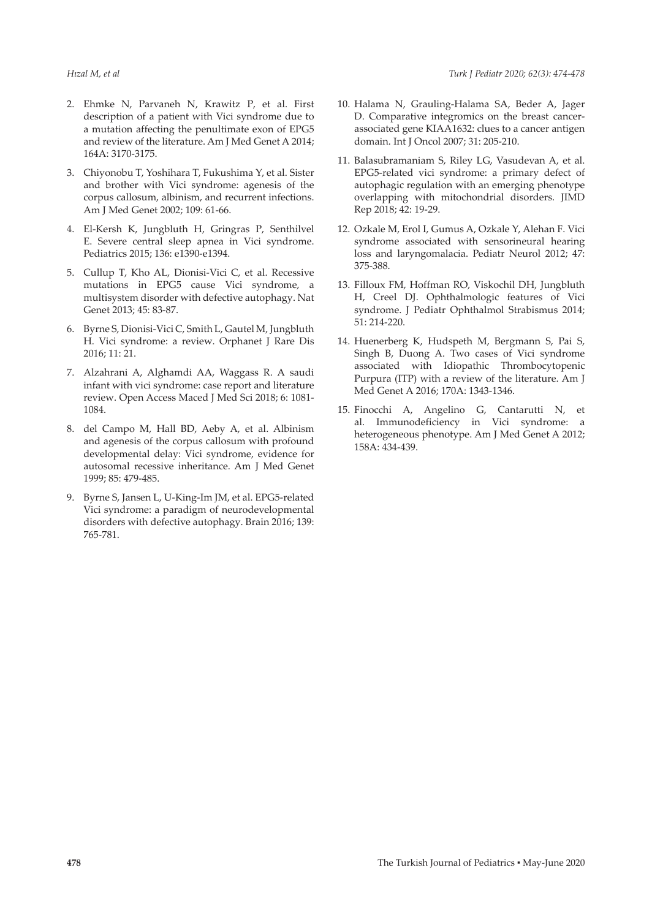2. Ehmke N, Parvaneh N, Krawitz P, et al. First description of a patient with Vici syndrome due to a mutation affecting the penultimate exon of EPG5 and review of the literature. Am J Med Genet A 2014; 164A: 3170-3175.

3. Chiyonobu T, Yoshihara T, Fukushima Y, et al. Sister and brother with Vici syndrome: agenesis of the corpus callosum, albinism, and recurrent infections. Am J Med Genet 2002; 109: 61-66.

4. El-Kersh K, Jungbluth H, Gringras P, Senthilvel E. Severe central sleep apnea in Vici syndrome. Pediatrics 2015; 136: e1390-e1394.

5. Cullup T, Kho AL, Dionisi-Vici C, et al. Recessive mutations in EPG5 cause Vici syndrome, a multisystem disorder with defective autophagy. Nat Genet 2013; 45: 83-87.

6. Byrne S, Dionisi-Vici C, Smith L, Gautel M, Jungbluth H. Vici syndrome: a review. Orphanet J Rare Dis 2016; 11: 21.

7. Alzahrani A, Alghamdi AA, Waggass R. A saudi infant with vici syndrome: case report and literature review. Open Access Maced J Med Sci 2018; 6: 1081-1084.

8. del Campo M, Hall BD, Aeby A, et al. Albinism and agenesis of the corpus callosum with profound developmental delay: Vici syndrome, evidence for autosomal recessive inheritance. Am J Med Genet 1999; 85: 479-485.

9. Byrne S, Jansen L, U-King-Im JM, et al. EPG5-related Vici syndrome: a paradigm of neurodevelopmental disorders with defective autophagy. Brain 2016; 139: 765-781.

10. Halama N, Grauling-Halama SA, Beder A, Jager D. Comparative integromics on the breast cancer-associated gene KIAA1632: clues to a cancer antigen domain. Int J Oncol 2007; 31: 205-210.

11. Balasubramaniam S, Riley LG, Vasudevan A, et al. EPG5-related vici syndrome: a primary defect of autophagic regulation with an emerging phenotype overlapping with mitochondrial disorders. JIMD Rep 2018; 42: 19-29.

12. Ozkale M, Erol I, Gumus A, Ozkale Y, Alehan F. Vici syndrome associated with sensorineural hearing loss and laryngomalacia. Pediatr Neurol 2012; 47: 375-388.

13. Filloux FM, Hoffman RO, Viskochil DH, Jungbluth H, Creel DJ. Ophthalmologic features of Vici syndrome. J Pediatr Ophthalmol Strabismus 2014; 51: 214-220.

14. Huenerberg K, Hudspeth M, Bergmann S, Pai S, Singh B, Duong A. Two cases of Vici syndrome associated with Idiopathic Thrombocytopenic Purpura (ITP) with a review of the literature. Am J Med Genet A 2016; 170A: 1343-1346.

15. Finocchi A, Angelino G, Cantarutti N, et al. Immunodeficiency in Vici syndrome: a heterogeneous phenotype. Am J Med Genet A 2012; 158A: 434-439.